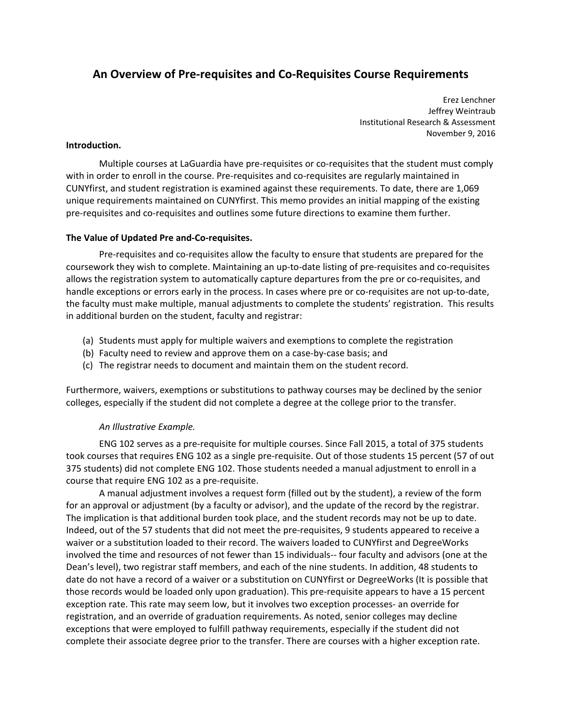# An Overview of Pre-requisites and Co-Requisites Course Requirements

Erez Lenchner
Jeffrey Weintraub
Institutional Research & Assessment
November 9, 2016

**Introduction.**

Multiple courses at LaGuardia have pre-requisites or co-requisites that the student must comply with in order to enroll in the course. Pre-requisites and co-requisites are regularly maintained in CUNYfirst, and student registration is examined against these requirements. To date, there are 1,069 unique requirements maintained on CUNYfirst. This memo provides an initial mapping of the existing pre-requisites and co-requisites and outlines some future directions to examine them further.

**The Value of Updated Pre and-Co-requisites.**

Pre-requisites and co-requisites allow the faculty to ensure that students are prepared for the coursework they wish to complete. Maintaining an up-to-date listing of pre-requisites and co-requisites allows the registration system to automatically capture departures from the pre or co-requisites, and handle exceptions or errors early in the process. In cases where pre or co-requisites are not up-to-date, the faculty must make multiple, manual adjustments to complete the students' registration. This results in additional burden on the student, faculty and registrar:

(a) Students must apply for multiple waivers and exemptions to complete the registration
(b) Faculty need to review and approve them on a case-by-case basis; and
(c) The registrar needs to document and maintain them on the student record.

Furthermore, waivers, exemptions or substitutions to pathway courses may be declined by the senior colleges, especially if the student did not complete a degree at the college prior to the transfer.

*An Illustrative Example.*

ENG 102 serves as a pre-requisite for multiple courses. Since Fall 2015, a total of 375 students took courses that requires ENG 102 as a single pre-requisite. Out of those students 15 percent (57 of out 375 students) did not complete ENG 102. Those students needed a manual adjustment to enroll in a course that require ENG 102 as a pre-requisite.

A manual adjustment involves a request form (filled out by the student), a review of the form for an approval or adjustment (by a faculty or advisor), and the update of the record by the registrar. The implication is that additional burden took place, and the student records may not be up to date. Indeed, out of the 57 students that did not meet the pre-requisites, 9 students appeared to receive a waiver or a substitution loaded to their record. The waivers loaded to CUNYfirst and DegreeWorks involved the time and resources of not fewer than 15 individuals-- four faculty and advisors (one at the Dean's level), two registrar staff members, and each of the nine students. In addition, 48 students to date do not have a record of a waiver or a substitution on CUNYfirst or DegreeWorks (It is possible that those records would be loaded only upon graduation). This pre-requisite appears to have a 15 percent exception rate. This rate may seem low, but it involves two exception processes- an override for registration, and an override of graduation requirements. As noted, senior colleges may decline exceptions that were employed to fulfill pathway requirements, especially if the student did not complete their associate degree prior to the transfer. There are courses with a higher exception rate.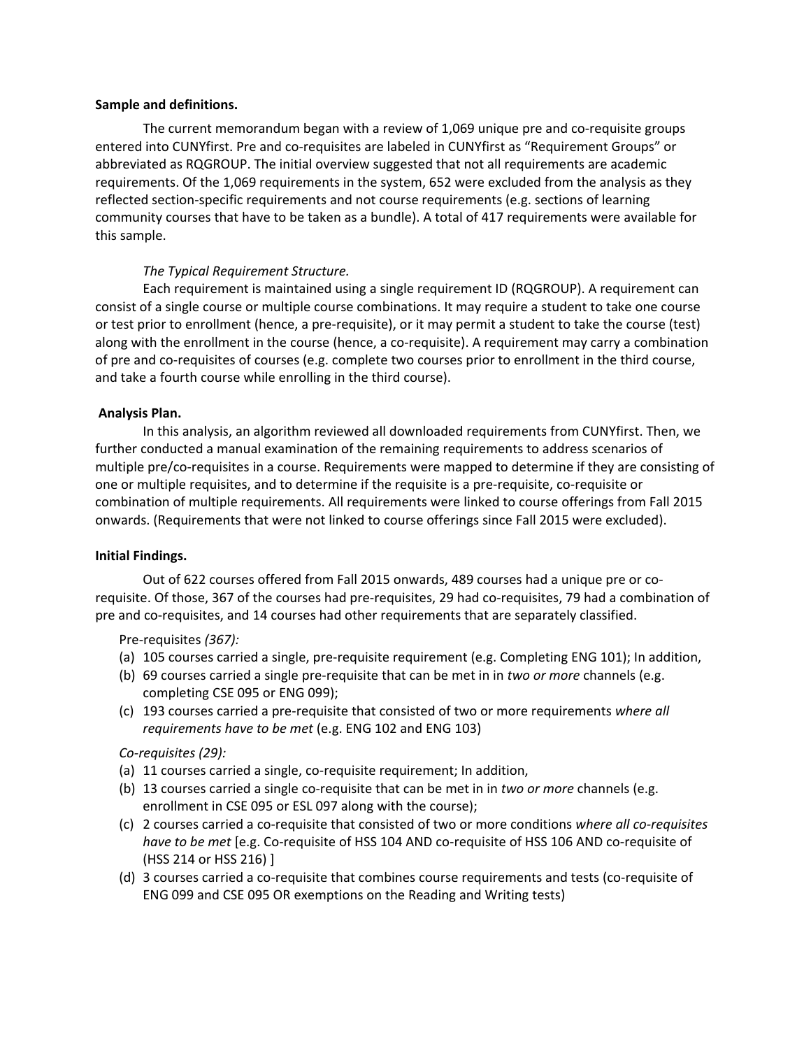**Sample and definitions.**

The current memorandum began with a review of 1,069 unique pre and co-requisite groups entered into CUNYfirst. Pre and co-requisites are labeled in CUNYfirst as "Requirement Groups" or abbreviated as RQGROUP. The initial overview suggested that not all requirements are academic requirements. Of the 1,069 requirements in the system, 652 were excluded from the analysis as they reflected section-specific requirements and not course requirements (e.g. sections of learning community courses that have to be taken as a bundle). A total of 417 requirements were available for this sample.

*The Typical Requirement Structure.*

Each requirement is maintained using a single requirement ID (RQGROUP). A requirement can consist of a single course or multiple course combinations. It may require a student to take one course or test prior to enrollment (hence, a pre-requisite), or it may permit a student to take the course (test) along with the enrollment in the course (hence, a co-requisite). A requirement may carry a combination of pre and co-requisites of courses (e.g. complete two courses prior to enrollment in the third course, and take a fourth course while enrolling in the third course).

**Analysis Plan.**

In this analysis, an algorithm reviewed all downloaded requirements from CUNYfirst. Then, we further conducted a manual examination of the remaining requirements to address scenarios of multiple pre/co-requisites in a course. Requirements were mapped to determine if they are consisting of one or multiple requisites, and to determine if the requisite is a pre-requisite, co-requisite or combination of multiple requirements. All requirements were linked to course offerings from Fall 2015 onwards. (Requirements that were not linked to course offerings since Fall 2015 were excluded).

**Initial Findings.**

Out of 622 courses offered from Fall 2015 onwards, 489 courses had a unique pre or co-requisite. Of those, 367 of the courses had pre-requisites, 29 had co-requisites, 79 had a combination of pre and co-requisites, and 14 courses had other requirements that are separately classified.

Pre-requisites *(367):*

(a) 105 courses carried a single, pre-requisite requirement (e.g. Completing ENG 101); In addition,
(b) 69 courses carried a single pre-requisite that can be met in in *two or more* channels (e.g. completing CSE 095 or ENG 099);
(c) 193 courses carried a pre-requisite that consisted of two or more requirements *where all requirements have to be met* (e.g. ENG 102 and ENG 103)

*Co-requisites (29):*

(a) 11 courses carried a single, co-requisite requirement; In addition,
(b) 13 courses carried a single co-requisite that can be met in in *two or more* channels (e.g. enrollment in CSE 095 or ESL 097 along with the course);
(c) 2 courses carried a co-requisite that consisted of two or more conditions *where all co-requisites have to be met* [e.g. Co-requisite of HSS 104 AND co-requisite of HSS 106 AND co-requisite of (HSS 214 or HSS 216) ]
(d) 3 courses carried a co-requisite that combines course requirements and tests (co-requisite of ENG 099 and CSE 095 OR exemptions on the Reading and Writing tests)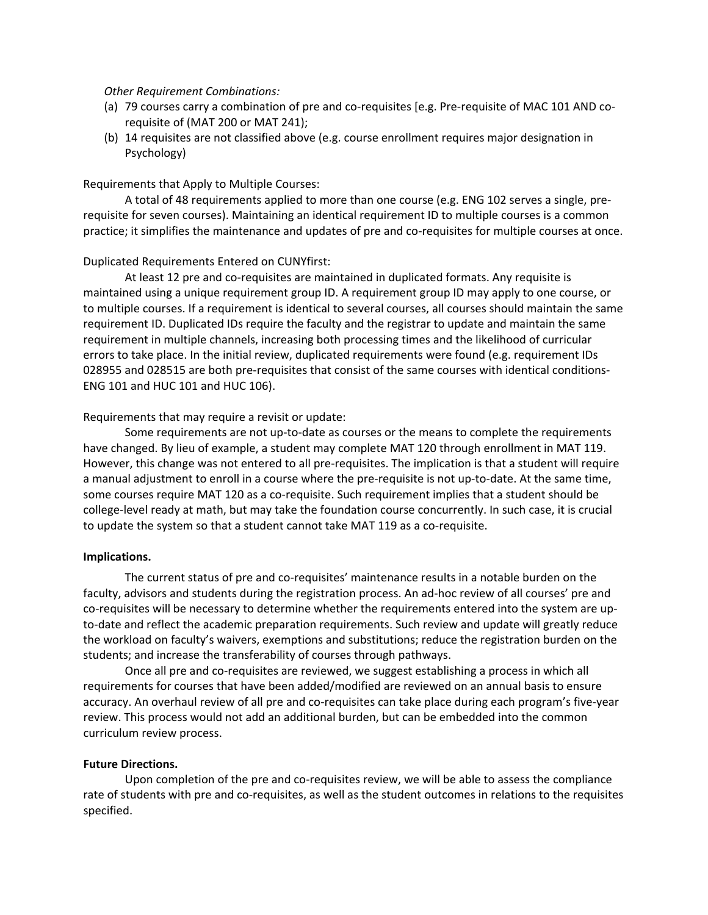*Other Requirement Combinations:*

(a) 79 courses carry a combination of pre and co-requisites [e.g. Pre-requisite of MAC 101 AND co-requisite of (MAT 200 or MAT 241);

(b) 14 requisites are not classified above (e.g. course enrollment requires major designation in Psychology)

Requirements that Apply to Multiple Courses:

A total of 48 requirements applied to more than one course (e.g. ENG 102 serves a single, pre-requisite for seven courses). Maintaining an identical requirement ID to multiple courses is a common practice; it simplifies the maintenance and updates of pre and co-requisites for multiple courses at once.

Duplicated Requirements Entered on CUNYfirst:

At least 12 pre and co-requisites are maintained in duplicated formats. Any requisite is maintained using a unique requirement group ID. A requirement group ID may apply to one course, or to multiple courses. If a requirement is identical to several courses, all courses should maintain the same requirement ID. Duplicated IDs require the faculty and the registrar to update and maintain the same requirement in multiple channels, increasing both processing times and the likelihood of curricular errors to take place. In the initial review, duplicated requirements were found (e.g. requirement IDs 028955 and 028515 are both pre-requisites that consist of the same courses with identical conditions- ENG 101 and HUC 101 and HUC 106).

Requirements that may require a revisit or update:

Some requirements are not up-to-date as courses or the means to complete the requirements have changed. By lieu of example, a student may complete MAT 120 through enrollment in MAT 119. However, this change was not entered to all pre-requisites. The implication is that a student will require a manual adjustment to enroll in a course where the pre-requisite is not up-to-date. At the same time, some courses require MAT 120 as a co-requisite. Such requirement implies that a student should be college-level ready at math, but may take the foundation course concurrently. In such case, it is crucial to update the system so that a student cannot take MAT 119 as a co-requisite.

**Implications.**

The current status of pre and co-requisites' maintenance results in a notable burden on the faculty, advisors and students during the registration process. An ad-hoc review of all courses' pre and co-requisites will be necessary to determine whether the requirements entered into the system are up-to-date and reflect the academic preparation requirements. Such review and update will greatly reduce the workload on faculty's waivers, exemptions and substitutions; reduce the registration burden on the students; and increase the transferability of courses through pathways.

Once all pre and co-requisites are reviewed, we suggest establishing a process in which all requirements for courses that have been added/modified are reviewed on an annual basis to ensure accuracy. An overhaul review of all pre and co-requisites can take place during each program's five-year review. This process would not add an additional burden, but can be embedded into the common curriculum review process.

**Future Directions.**

Upon completion of the pre and co-requisites review, we will be able to assess the compliance rate of students with pre and co-requisites, as well as the student outcomes in relations to the requisites specified.